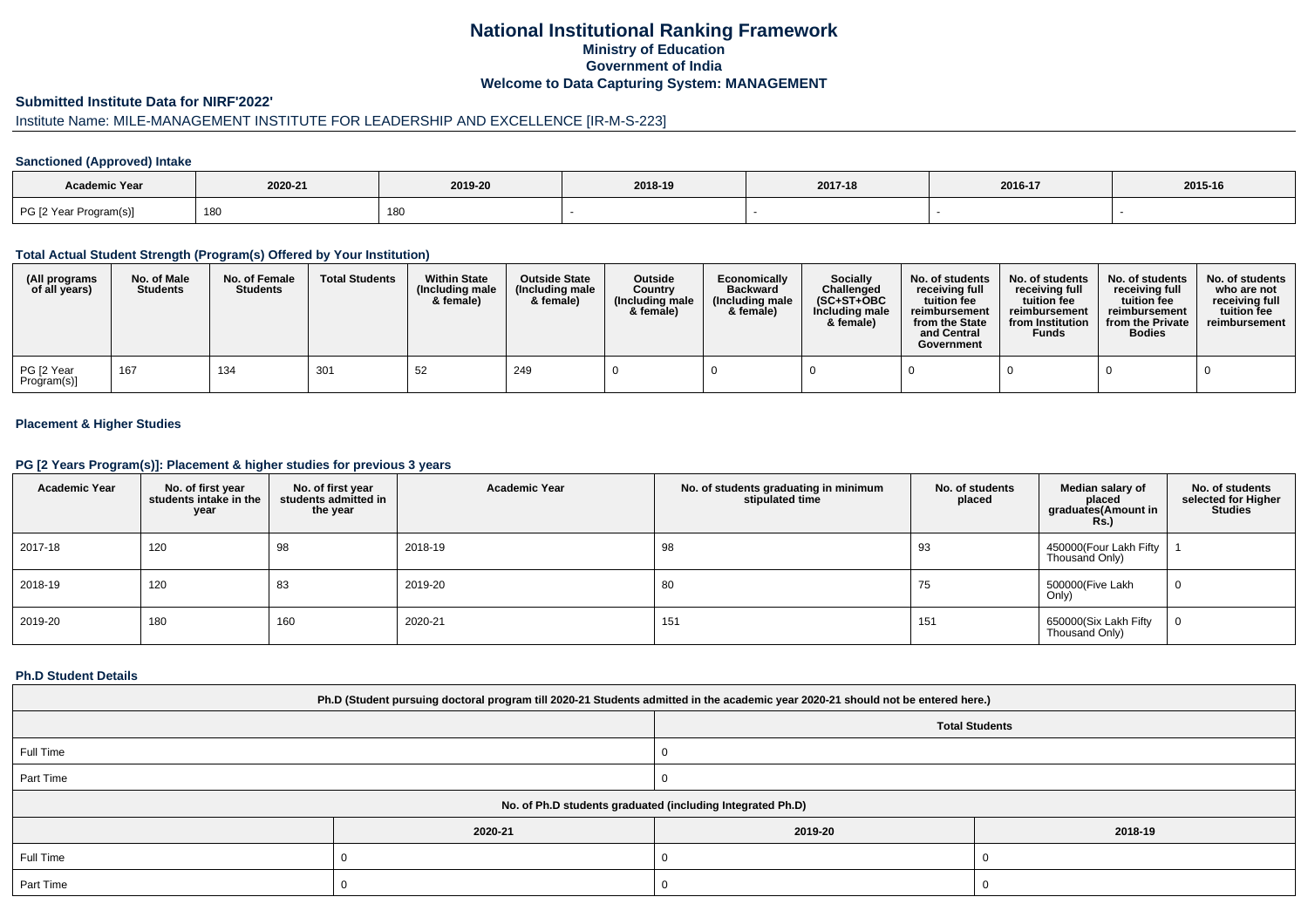# National Institutional Ranking Framework
## Ministry of Education
## Government of India
## Welcome to Data Capturing System: MANAGEMENT

### Submitted Institute Data for NIRF'2022'

Institute Name: MILE-MANAGEMENT INSTITUTE FOR LEADERSHIP AND EXCELLENCE [IR-M-S-223]

#### Sanctioned (Approved) Intake

| Academic Year | 2020-21 | 2019-20 | 2018-19 | 2017-18 | 2016-17 | 2015-16 |
|---|---|---|---|---|---|---|
| PG [2 Year Program(s)] | 180 | 180 | - | - | - | - |

#### Total Actual Student Strength (Program(s) Offered by Your Institution)

| (All programs of all years) | No. of Male Students | No. of Female Students | Total Students | Within State (Including male & female) | Outside State (Including male & female) | Outside Country (Including male & female) | Economically Backward (Including male & female) | Socially Challenged (SC+ST+OBC Including male & female) | No. of students receiving full tuition fee reimbursement from the State and Central Government | No. of students receiving full tuition fee reimbursement from Institution Funds | No. of students receiving full tuition fee reimbursement from the Private Bodies | No. of students who are not receiving full tuition fee reimbursement |
|---|---|---|---|---|---|---|---|---|---|---|---|---|
| PG [2 Year Program(s)] | 167 | 134 | 301 | 52 | 249 | 0 | 0 | 0 | 0 | 0 | 0 | 0 |

#### Placement & Higher Studies

#### PG [2 Years Program(s)]: Placement & higher studies for previous 3 years

| Academic Year | No. of first year students intake in the year | No. of first year students admitted in the year | Academic Year | No. of students graduating in minimum stipulated time | No. of students placed | Median salary of placed graduates(Amount in Rs.) | No. of students selected for Higher Studies |
|---|---|---|---|---|---|---|---|
| 2017-18 | 120 | 98 | 2018-19 | 98 | 93 | 450000(Four Lakh Fifty Thousand Only) | 1 |
| 2018-19 | 120 | 83 | 2019-20 | 80 | 75 | 500000(Five Lakh Only) | 0 |
| 2019-20 | 180 | 160 | 2020-21 | 151 | 151 | 650000(Six Lakh Fifty Thousand Only) | 0 |

#### Ph.D Student Details

| Ph.D (Student pursuing doctoral program till 2020-21 Students admitted in the academic year 2020-21 should not be entered here.) | |
|---|---|
| | Total Students |
| Full Time | 0 |
| Part Time | 0 |

| No. of Ph.D students graduated (including Integrated Ph.D) | | | |
|---|---|---|---|
| | 2020-21 | 2019-20 | 2018-19 |
| Full Time | 0 | 0 | 0 |
| Part Time | 0 | 0 | 0 |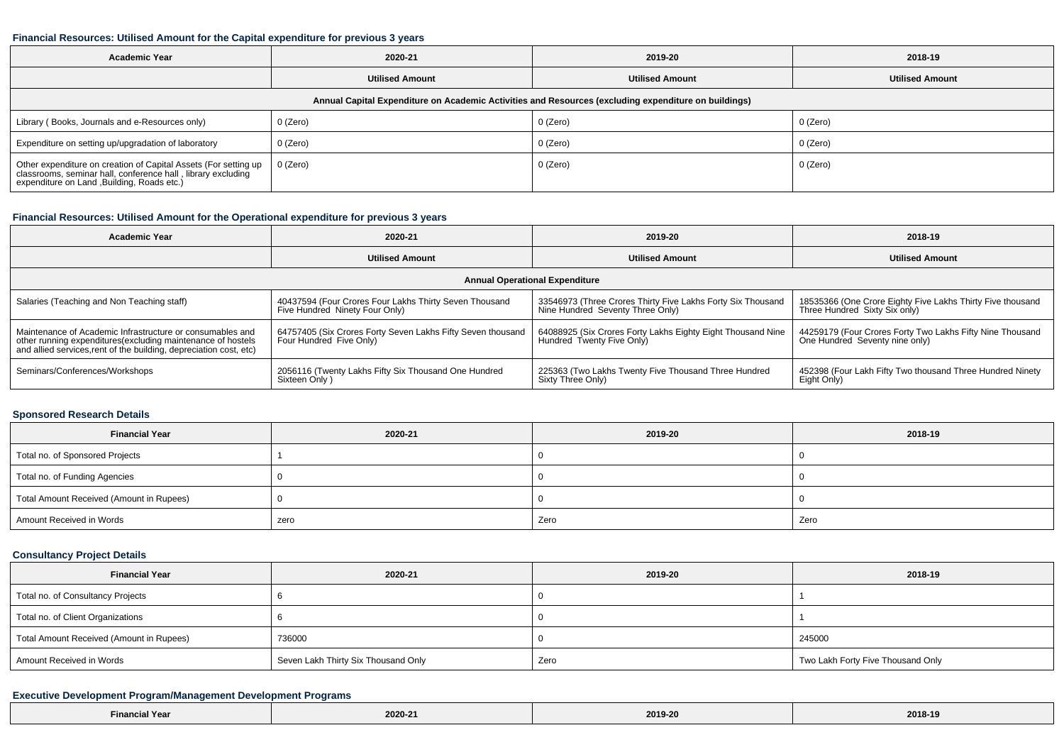### Financial Resources: Utilised Amount for the Capital expenditure for previous 3 years

| Academic Year | 2020-21 | 2019-20 | 2018-19 |
|---|---|---|---|
| | Utilised Amount | Utilised Amount | Utilised Amount |
| Annual Capital Expenditure on Academic Activities and Resources (excluding expenditure on buildings) | | | |
| Library ( Books, Journals and e-Resources only) | 0 (Zero) | 0 (Zero) | 0 (Zero) |
| Expenditure on setting up/upgradation of laboratory | 0 (Zero) | 0 (Zero) | 0 (Zero) |
| Other expenditure on creation of Capital Assets (For setting up classrooms, seminar hall, conference hall , library excluding expenditure on Land ,Building, Roads etc.) | 0 (Zero) | 0 (Zero) | 0 (Zero) |

### Financial Resources: Utilised Amount for the Operational expenditure for previous 3 years

| Academic Year | 2020-21 | 2019-20 | 2018-19 |
|---|---|---|---|
| | Utilised Amount | Utilised Amount | Utilised Amount |
| Annual Operational Expenditure | | | |
| Salaries (Teaching and Non Teaching staff) | 40437594 (Four Crores Four Lakhs Thirty Seven Thousand Five Hundred Ninety Four Only) | 33546973 (Three Crores Thirty Five Lakhs Forty Six Thousand Nine Hundred Seventy Three Only) | 18535366 (One Crore Eighty Five Lakhs Thirty Five thousand Three Hundred Sixty Six only) |
| Maintenance of Academic Infrastructure or consumables and other running expenditures(excluding maintenance of hostels and allied services,rent of the building, depreciation cost, etc) | 64757405 (Six Crores Forty Seven Lakhs Fifty Seven thousand Four Hundred Five Only) | 64088925 (Six Crores Forty Lakhs Eighty Eight Thousand Nine Hundred Twenty Five Only) | 44259179 (Four Crores Forty Two Lakhs Fifty Nine Thousand One Hundred Seventy nine only) |
| Seminars/Conferences/Workshops | 2056116 (Twenty Lakhs Fifty Six Thousand One Hundred Sixteen Only ) | 225363 (Two Lakhs Twenty Five Thousand Three Hundred Sixty Three Only) | 452398 (Four Lakh Fifty Two thousand Three Hundred Ninety Eight Only) |

### Sponsored Research Details

| Financial Year | 2020-21 | 2019-20 | 2018-19 |
|---|---|---|---|
| Total no. of Sponsored Projects | 1 | 0 | 0 |
| Total no. of Funding Agencies | 0 | 0 | 0 |
| Total Amount Received (Amount in Rupees) | 0 | 0 | 0 |
| Amount Received in Words | zero | Zero | Zero |

### Consultancy Project Details

| Financial Year | 2020-21 | 2019-20 | 2018-19 |
|---|---|---|---|
| Total no. of Consultancy Projects | 6 | 0 | 1 |
| Total no. of Client Organizations | 6 | 0 | 1 |
| Total Amount Received (Amount in Rupees) | 736000 | 0 | 245000 |
| Amount Received in Words | Seven Lakh Thirty Six Thousand Only | Zero | Two Lakh Forty Five Thousand Only |

### Executive Development Program/Management Development Programs

| Financial Year | 2020-21 | 2019-20 | 2018-19 |
|---|---|---|---|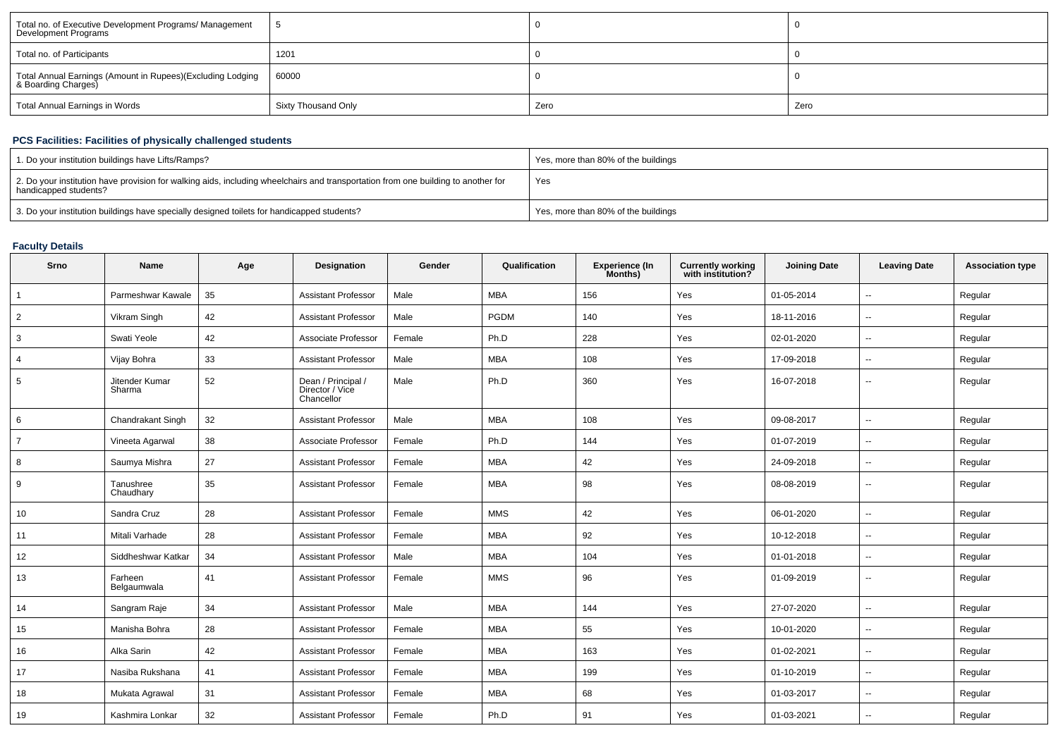| Total no. of Executive Development Programs/ Management Development Programs | 5 | 0 | 0 |
|---|---|---|---|
| Total no. of Participants | 1201 | 0 | 0 |
| Total Annual Earnings (Amount in Rupees)(Excluding Lodging & Boarding Charges) | 60000 | 0 | 0 |
| Total Annual Earnings in Words | Sixty Thousand Only | Zero | Zero |

### PCS Facilities: Facilities of physically challenged students

| 1. Do your institution buildings have Lifts/Ramps? | Yes, more than 80% of the buildings |
|---|---|
| 2. Do your institution have provision for walking aids, including wheelchairs and transportation from one building to another for handicapped students? | Yes |
| 3. Do your institution buildings have specially designed toilets for handicapped students? | Yes, more than 80% of the buildings |

### Faculty Details

| Srno | Name | Age | Designation | Gender | Qualification | Experience (In Months) | Currently working with institution? | Joining Date | Leaving Date | Association type |
|---|---|---|---|---|---|---|---|---|---|---|
| 1 | Parmeshwar Kawale | 35 | Assistant Professor | Male | MBA | 156 | Yes | 01-05-2014 | -- | Regular |
| 2 | Vikram Singh | 42 | Assistant Professor | Male | PGDM | 140 | Yes | 18-11-2016 | -- | Regular |
| 3 | Swati Yeole | 42 | Associate Professor | Female | Ph.D | 228 | Yes | 02-01-2020 | -- | Regular |
| 4 | Vijay Bohra | 33 | Assistant Professor | Male | MBA | 108 | Yes | 17-09-2018 | -- | Regular |
| 5 | Jitender Kumar Sharma | 52 | Dean / Principal / Director / Vice Chancellor | Male | Ph.D | 360 | Yes | 16-07-2018 | -- | Regular |
| 6 | Chandrakant Singh | 32 | Assistant Professor | Male | MBA | 108 | Yes | 09-08-2017 | -- | Regular |
| 7 | Vineeta Agarwal | 38 | Associate Professor | Female | Ph.D | 144 | Yes | 01-07-2019 | -- | Regular |
| 8 | Saumya Mishra | 27 | Assistant Professor | Female | MBA | 42 | Yes | 24-09-2018 | -- | Regular |
| 9 | Tanushree Chaudhary | 35 | Assistant Professor | Female | MBA | 98 | Yes | 08-08-2019 | -- | Regular |
| 10 | Sandra Cruz | 28 | Assistant Professor | Female | MMS | 42 | Yes | 06-01-2020 | -- | Regular |
| 11 | Mitali Varhade | 28 | Assistant Professor | Female | MBA | 92 | Yes | 10-12-2018 | -- | Regular |
| 12 | Siddheshwar Katkar | 34 | Assistant Professor | Male | MBA | 104 | Yes | 01-01-2018 | -- | Regular |
| 13 | Farheen Belgaumwala | 41 | Assistant Professor | Female | MMS | 96 | Yes | 01-09-2019 | -- | Regular |
| 14 | Sangram Raje | 34 | Assistant Professor | Male | MBA | 144 | Yes | 27-07-2020 | -- | Regular |
| 15 | Manisha Bohra | 28 | Assistant Professor | Female | MBA | 55 | Yes | 10-01-2020 | -- | Regular |
| 16 | Alka Sarin | 42 | Assistant Professor | Female | MBA | 163 | Yes | 01-02-2021 | -- | Regular |
| 17 | Nasiba Rukshana | 41 | Assistant Professor | Female | MBA | 199 | Yes | 01-10-2019 | -- | Regular |
| 18 | Mukata Agrawal | 31 | Assistant Professor | Female | MBA | 68 | Yes | 01-03-2017 | -- | Regular |
| 19 | Kashmira Lonkar | 32 | Assistant Professor | Female | Ph.D | 91 | Yes | 01-03-2021 | -- | Regular |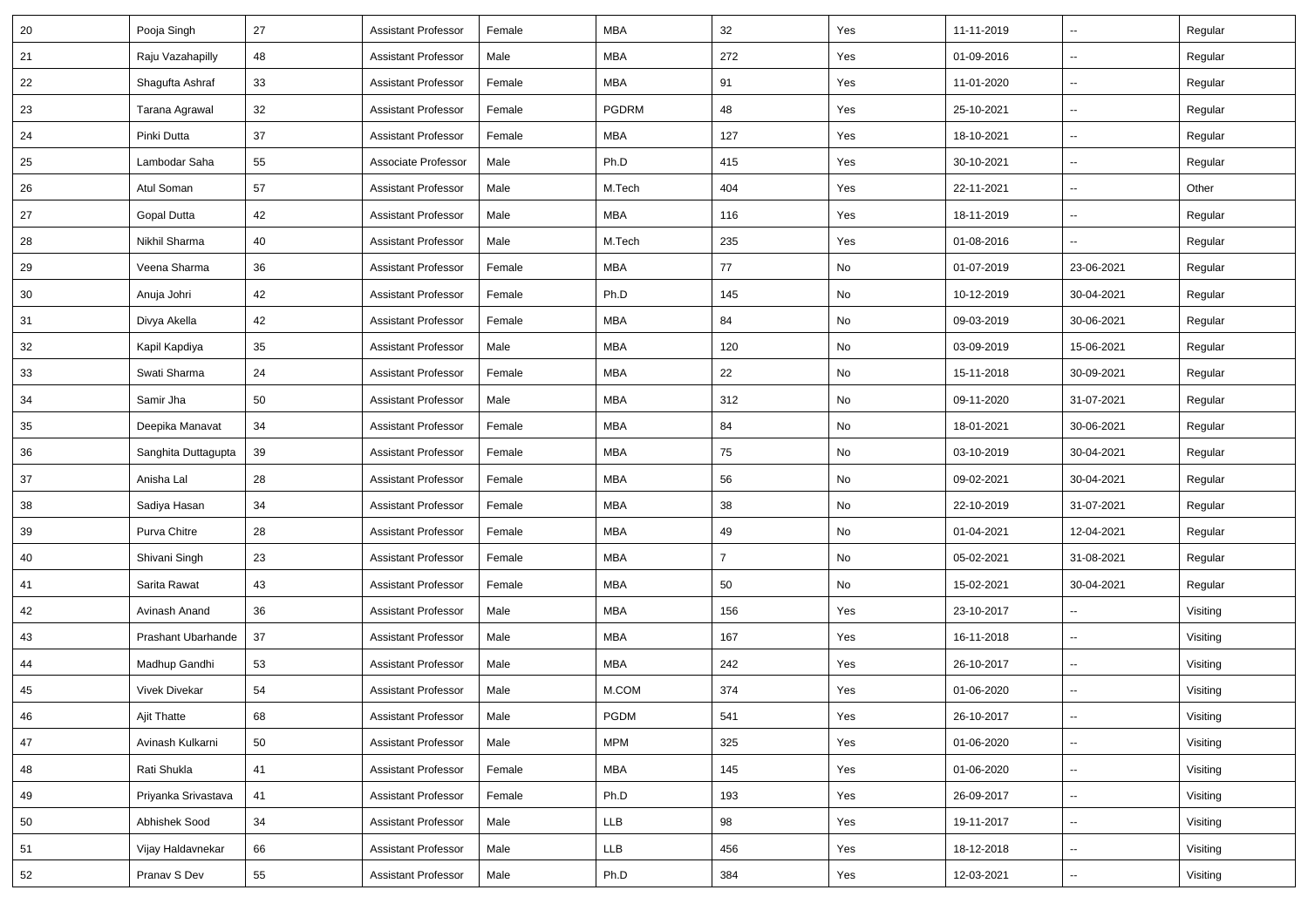| 20 | Pooja Singh | 27 | Assistant Professor | Female | MBA | 32 | Yes | 11-11-2019 | -- | Regular |
|---|---|---|---|---|---|---|---|---|---|---|
| 21 | Raju Vazahapilly | 48 | Assistant Professor | Male | MBA | 272 | Yes | 01-09-2016 | -- | Regular |
| 22 | Shagufta Ashraf | 33 | Assistant Professor | Female | MBA | 91 | Yes | 11-01-2020 | -- | Regular |
| 23 | Tarana Agrawal | 32 | Assistant Professor | Female | PGDRM | 48 | Yes | 25-10-2021 | -- | Regular |
| 24 | Pinki Dutta | 37 | Assistant Professor | Female | MBA | 127 | Yes | 18-10-2021 | -- | Regular |
| 25 | Lambodar Saha | 55 | Associate Professor | Male | Ph.D | 415 | Yes | 30-10-2021 | -- | Regular |
| 26 | Atul Soman | 57 | Assistant Professor | Male | M.Tech | 404 | Yes | 22-11-2021 | -- | Other |
| 27 | Gopal Dutta | 42 | Assistant Professor | Male | MBA | 116 | Yes | 18-11-2019 | -- | Regular |
| 28 | Nikhil Sharma | 40 | Assistant Professor | Male | M.Tech | 235 | Yes | 01-08-2016 | -- | Regular |
| 29 | Veena Sharma | 36 | Assistant Professor | Female | MBA | 77 | No | 01-07-2019 | 23-06-2021 | Regular |
| 30 | Anuja Johri | 42 | Assistant Professor | Female | Ph.D | 145 | No | 10-12-2019 | 30-04-2021 | Regular |
| 31 | Divya Akella | 42 | Assistant Professor | Female | MBA | 84 | No | 09-03-2019 | 30-06-2021 | Regular |
| 32 | Kapil Kapdiya | 35 | Assistant Professor | Male | MBA | 120 | No | 03-09-2019 | 15-06-2021 | Regular |
| 33 | Swati Sharma | 24 | Assistant Professor | Female | MBA | 22 | No | 15-11-2018 | 30-09-2021 | Regular |
| 34 | Samir Jha | 50 | Assistant Professor | Male | MBA | 312 | No | 09-11-2020 | 31-07-2021 | Regular |
| 35 | Deepika Manavat | 34 | Assistant Professor | Female | MBA | 84 | No | 18-01-2021 | 30-06-2021 | Regular |
| 36 | Sanghita Duttagupta | 39 | Assistant Professor | Female | MBA | 75 | No | 03-10-2019 | 30-04-2021 | Regular |
| 37 | Anisha Lal | 28 | Assistant Professor | Female | MBA | 56 | No | 09-02-2021 | 30-04-2021 | Regular |
| 38 | Sadiya Hasan | 34 | Assistant Professor | Female | MBA | 38 | No | 22-10-2019 | 31-07-2021 | Regular |
| 39 | Purva Chitre | 28 | Assistant Professor | Female | MBA | 49 | No | 01-04-2021 | 12-04-2021 | Regular |
| 40 | Shivani Singh | 23 | Assistant Professor | Female | MBA | 7 | No | 05-02-2021 | 31-08-2021 | Regular |
| 41 | Sarita Rawat | 43 | Assistant Professor | Female | MBA | 50 | No | 15-02-2021 | 30-04-2021 | Regular |
| 42 | Avinash Anand | 36 | Assistant Professor | Male | MBA | 156 | Yes | 23-10-2017 | -- | Visiting |
| 43 | Prashant Ubarhande | 37 | Assistant Professor | Male | MBA | 167 | Yes | 16-11-2018 | -- | Visiting |
| 44 | Madhup Gandhi | 53 | Assistant Professor | Male | MBA | 242 | Yes | 26-10-2017 | -- | Visiting |
| 45 | Vivek Divekar | 54 | Assistant Professor | Male | M.COM | 374 | Yes | 01-06-2020 | -- | Visiting |
| 46 | Ajit Thatte | 68 | Assistant Professor | Male | PGDM | 541 | Yes | 26-10-2017 | -- | Visiting |
| 47 | Avinash Kulkarni | 50 | Assistant Professor | Male | MPM | 325 | Yes | 01-06-2020 | -- | Visiting |
| 48 | Rati Shukla | 41 | Assistant Professor | Female | MBA | 145 | Yes | 01-06-2020 | -- | Visiting |
| 49 | Priyanka Srivastava | 41 | Assistant Professor | Female | Ph.D | 193 | Yes | 26-09-2017 | -- | Visiting |
| 50 | Abhishek Sood | 34 | Assistant Professor | Male | LLB | 98 | Yes | 19-11-2017 | -- | Visiting |
| 51 | Vijay Haldavnekar | 66 | Assistant Professor | Male | LLB | 456 | Yes | 18-12-2018 | -- | Visiting |
| 52 | Pranav S Dev | 55 | Assistant Professor | Male | Ph.D | 384 | Yes | 12-03-2021 | -- | Visiting |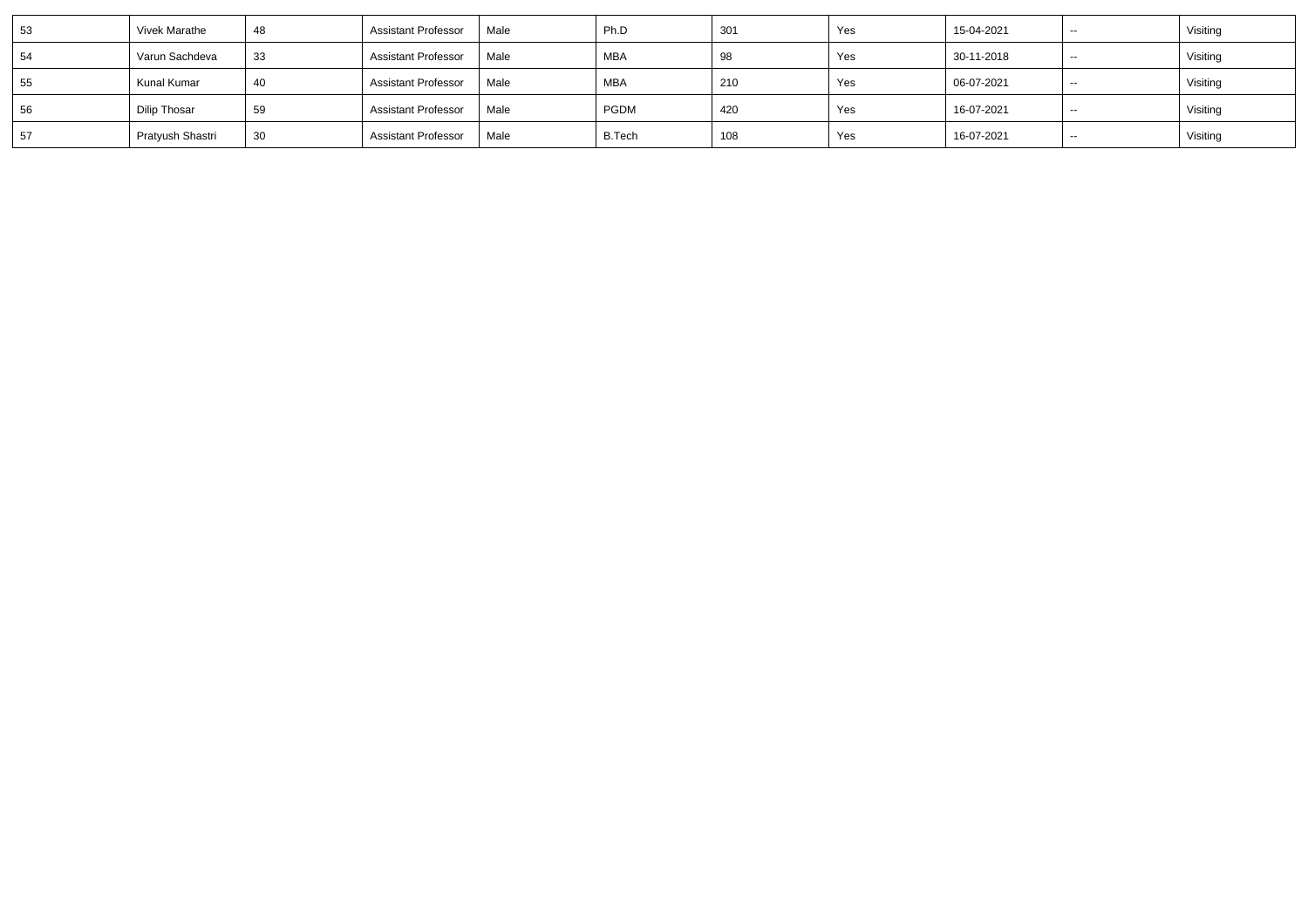| | | | | | | | | | | |
|---|---|---|---|---|---|---|---|---|---|---|
| 53 | Vivek Marathe | 48 | Assistant Professor | Male | Ph.D | 301 | Yes | 15-04-2021 | -- | Visiting |
| 54 | Varun Sachdeva | 33 | Assistant Professor | Male | MBA | 98 | Yes | 30-11-2018 | -- | Visiting |
| 55 | Kunal Kumar | 40 | Assistant Professor | Male | MBA | 210 | Yes | 06-07-2021 | -- | Visiting |
| 56 | Dilip Thosar | 59 | Assistant Professor | Male | PGDM | 420 | Yes | 16-07-2021 | -- | Visiting |
| 57 | Pratyush Shastri | 30 | Assistant Professor | Male | B.Tech | 108 | Yes | 16-07-2021 | -- | Visiting |